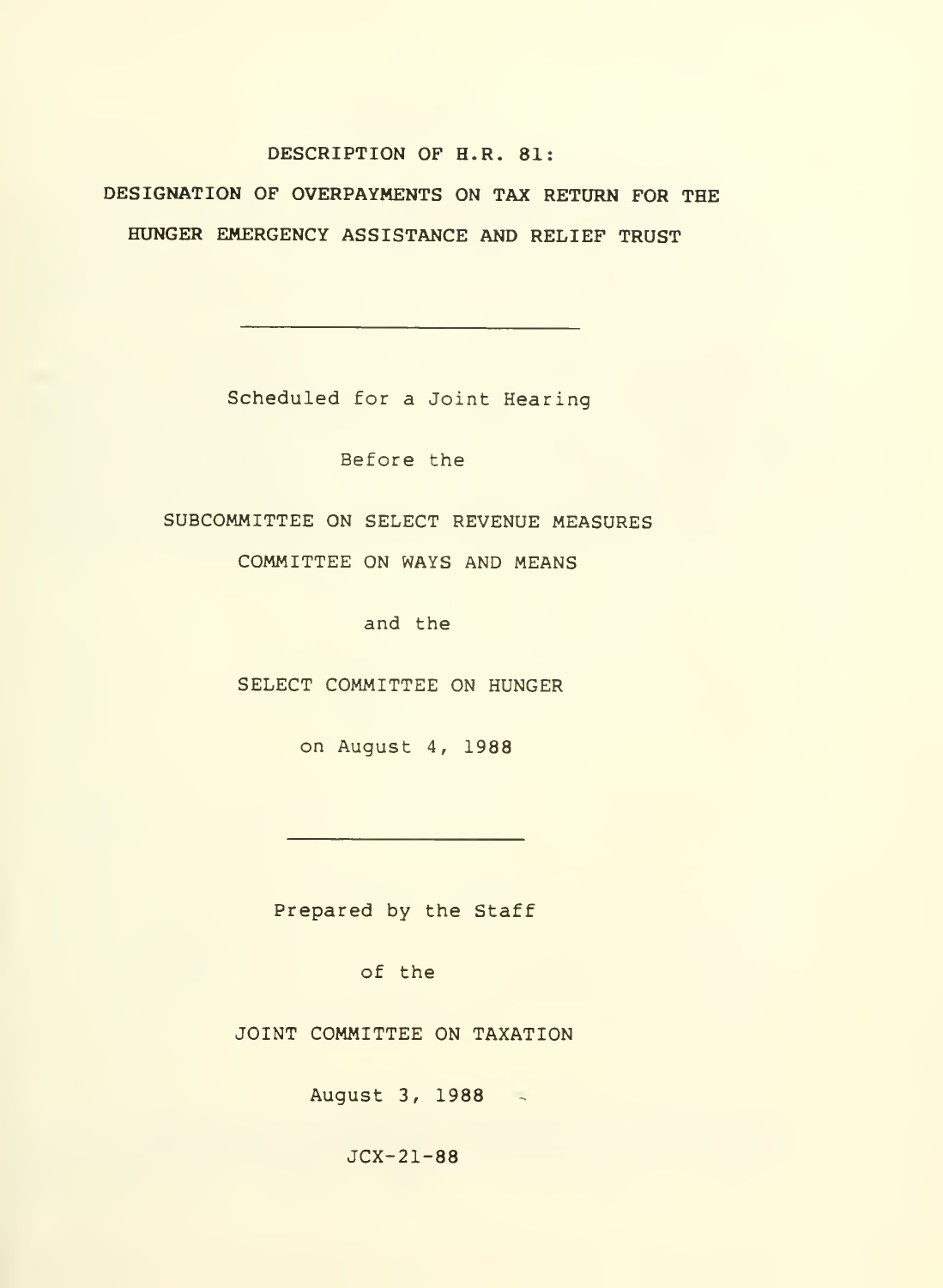# DESCRIPTION OF H.R. 81:

# DESIGNATION OF OVERPAYMENTS ON TAX RETURN FOR THE HUNGER EMERGENCY ASSISTANCE AND RELIEF TRUST

---

Scheduled for a Joint Hearing

Before the

SUBCOMMITTEE ON SELECT REVENUE MEASURES

COMMITTEE ON WAYS AND MEANS

and the

SELECT COMMITTEE ON HUNGER

on August 4, 1988

---

Prepared by the Staff

of the

JOINT COMMITTEE ON TAXATION

August 3, 1988

JCX-21-88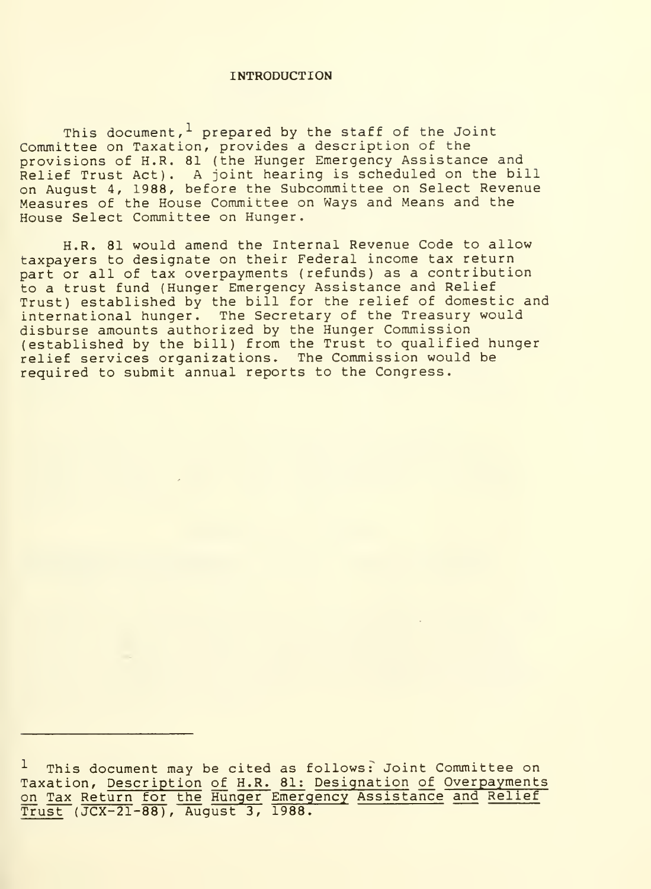# INTRODUCTION

This document,[1] prepared by the staff of the Joint Committee on Taxation, provides a description of the provisions of H.R. 81 (the Hunger Emergency Assistance and Relief Trust Act). A joint hearing is scheduled on the bill on August 4, 1988, before the Subcommittee on Select Revenue Measures of the House Committee on Ways and Means and the House Select Committee on Hunger.

H.R. 81 would amend the Internal Revenue Code to allow taxpayers to designate on their Federal income tax return part or all of tax overpayments (refunds) as a contribution to a trust fund (Hunger Emergency Assistance and Relief Trust) established by the bill for the relief of domestic and international hunger. The Secretary of the Treasury would disburse amounts authorized by the Hunger Commission (established by the bill) from the Trust to qualified hunger relief services organizations. The Commission would be required to submit annual reports to the Congress.

---

[1] This document may be cited as follows: Joint Committee on Taxation, Description of H.R. 81: Designation of Overpayments on Tax Return for the Hunger Emergency Assistance and Relief Trust (JCX-21-88), August 3, 1988.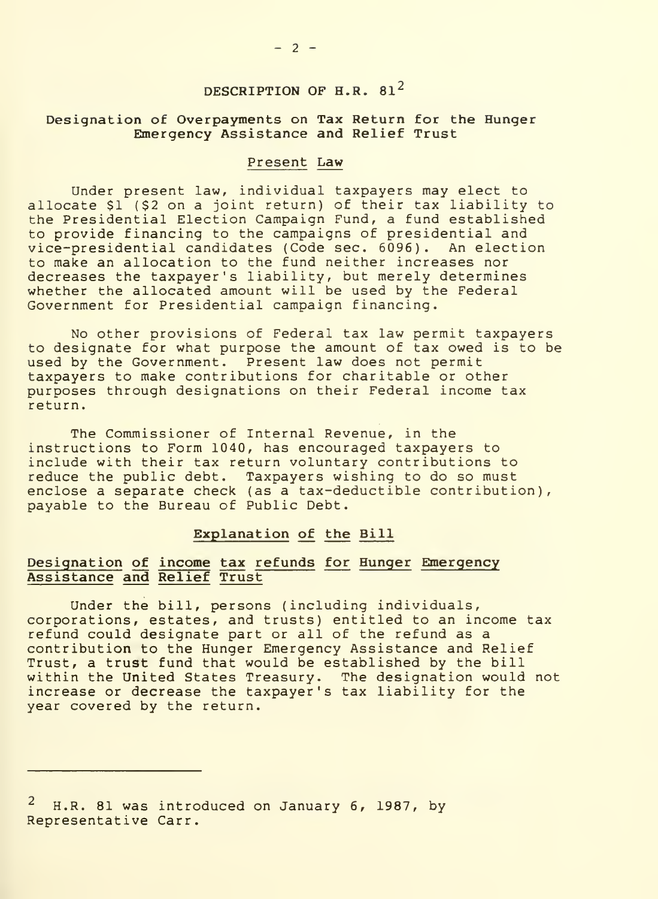## DESCRIPTION OF H.R. 81[2]

### Designation of Overpayments on Tax Return for the Hunger Emergency Assistance and Relief Trust

#### Present Law

Under present law, individual taxpayers may elect to allocate $1 ($2 on a joint return) of their tax liability to the Presidential Election Campaign Fund, a fund established to provide financing to the campaigns of presidential and vice-presidential candidates (Code sec. 6096). An election to make an allocation to the fund neither increases nor decreases the taxpayer's liability, but merely determines whether the allocated amount will be used by the Federal Government for Presidential campaign financing.

No other provisions of Federal tax law permit taxpayers to designate for what purpose the amount of tax owed is to be used by the Government. Present law does not permit taxpayers to make contributions for charitable or other purposes through designations on their Federal income tax return.

The Commissioner of Internal Revenue, in the instructions to Form 1040, has encouraged taxpayers to include with their tax return voluntary contributions to reduce the public debt. Taxpayers wishing to do so must enclose a separate check (as a tax-deductible contribution), payable to the Bureau of Public Debt.

#### Explanation of the Bill

##### Designation of income tax refunds for Hunger Emergency Assistance and Relief Trust

Under the bill, persons (including individuals, corporations, estates, and trusts) entitled to an income tax refund could designate part or all of the refund as a contribution to the Hunger Emergency Assistance and Relief Trust, a trust fund that would be established by the bill within the United States Treasury. The designation would not increase or decrease the taxpayer's tax liability for the year covered by the return.

---

[2] H.R. 81 was introduced on January 6, 1987, by Representative Carr.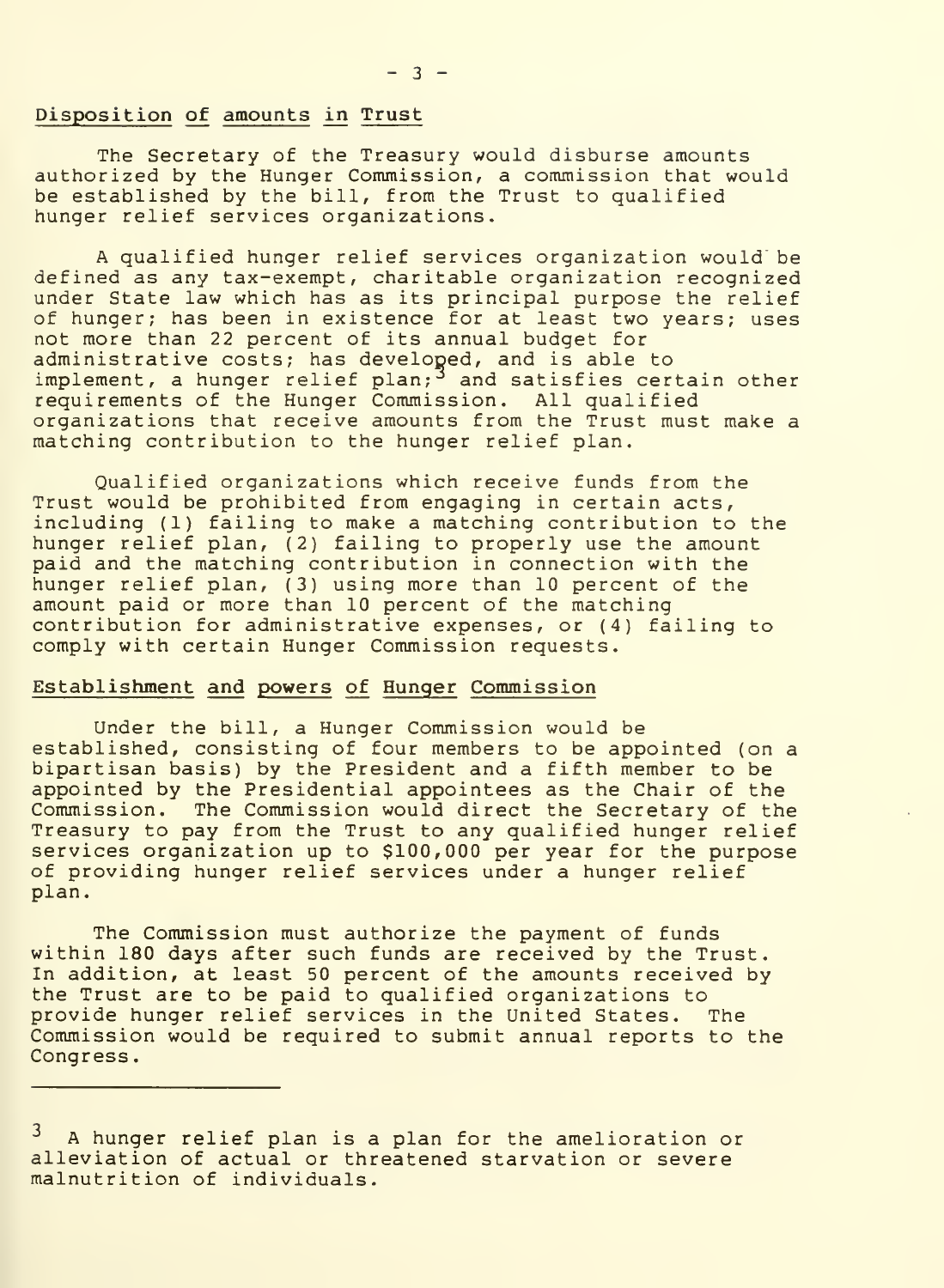### Disposition of amounts in Trust

The Secretary of the Treasury would disburse amounts authorized by the Hunger Commission, a commission that would be established by the bill, from the Trust to qualified hunger relief services organizations.

A qualified hunger relief services organization would be defined as any tax-exempt, charitable organization recognized under State law which has as its principal purpose the relief of hunger; has been in existence for at least two years; uses not more than 22 percent of its annual budget for administrative costs; has developed, and is able to implement, a hunger relief plan;[3] and satisfies certain other requirements of the Hunger Commission. All qualified organizations that receive amounts from the Trust must make a matching contribution to the hunger relief plan.

Qualified organizations which receive funds from the Trust would be prohibited from engaging in certain acts, including (1) failing to make a matching contribution to the hunger relief plan, (2) failing to properly use the amount paid and the matching contribution in connection with the hunger relief plan, (3) using more than 10 percent of the amount paid or more than 10 percent of the matching contribution for administrative expenses, or (4) failing to comply with certain Hunger Commission requests.

### Establishment and powers of Hunger Commission

Under the bill, a Hunger Commission would be established, consisting of four members to be appointed (on a bipartisan basis) by the President and a fifth member to be appointed by the Presidential appointees as the Chair of the Commission. The Commission would direct the Secretary of the Treasury to pay from the Trust to any qualified hunger relief services organization up to $100,000 per year for the purpose of providing hunger relief services under a hunger relief plan.

The Commission must authorize the payment of funds within 180 days after such funds are received by the Trust. In addition, at least 50 percent of the amounts received by the Trust are to be paid to qualified organizations to provide hunger relief services in the United States. The Commission would be required to submit annual reports to the Congress.

---

[3] A hunger relief plan is a plan for the amelioration or alleviation of actual or threatened starvation or severe malnutrition of individuals.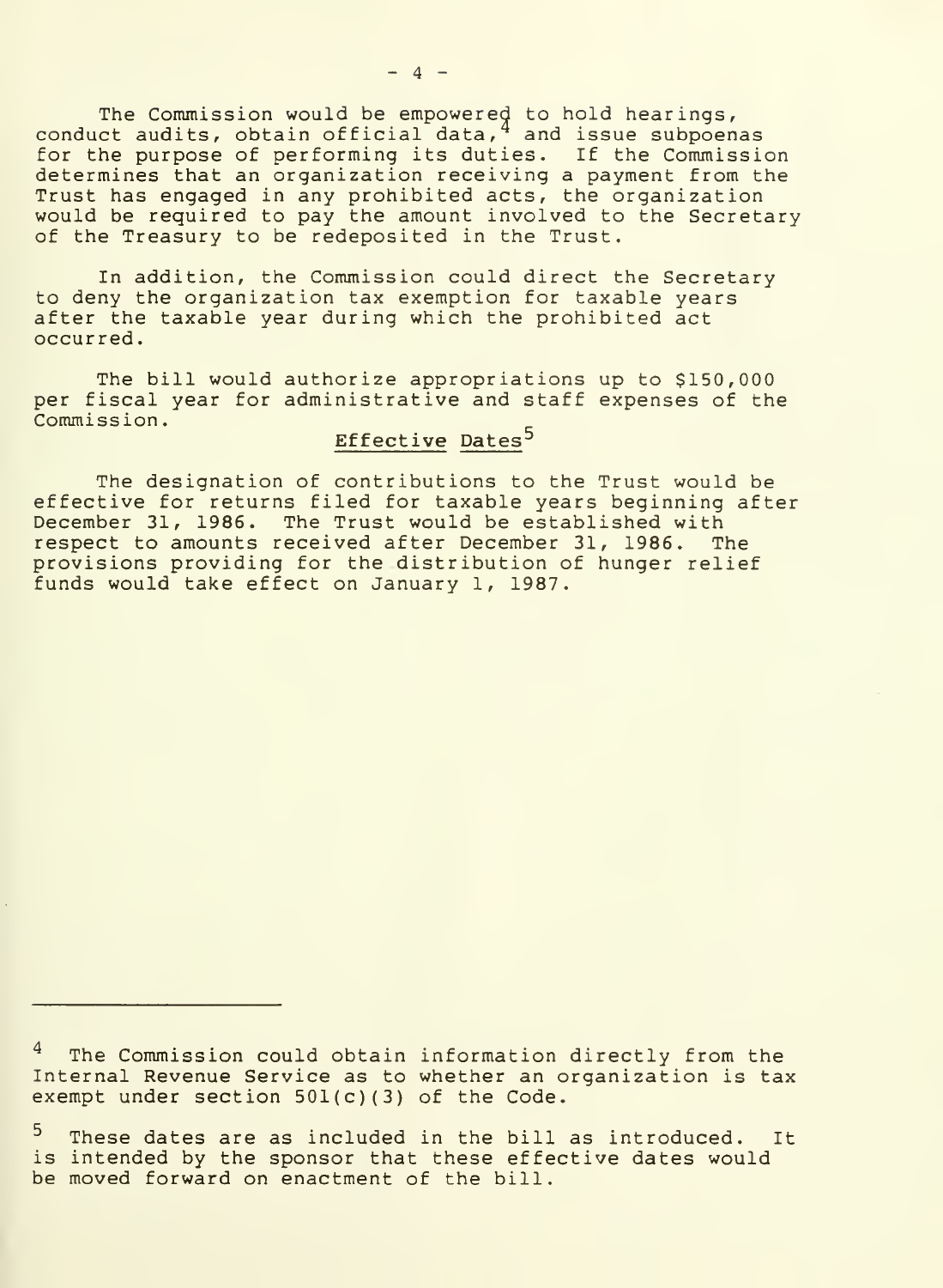The Commission would be empowered to hold hearings, conduct audits, obtain official data,[4] and issue subpoenas for the purpose of performing its duties. If the Commission determines that an organization receiving a payment from the Trust has engaged in any prohibited acts, the organization would be required to pay the amount involved to the Secretary of the Treasury to be redeposited in the Trust.

In addition, the Commission could direct the Secretary to deny the organization tax exemption for taxable years after the taxable year during which the prohibited act occurred.

The bill would authorize appropriations up to $150,000 per fiscal year for administrative and staff expenses of the Commission.

## Effective Dates[5]

The designation of contributions to the Trust would be effective for returns filed for taxable years beginning after December 31, 1986. The Trust would be established with respect to amounts received after December 31, 1986. The provisions providing for the distribution of hunger relief funds would take effect on January 1, 1987.

---

[4] The Commission could obtain information directly from the Internal Revenue Service as to whether an organization is tax exempt under section 501(c)(3) of the Code.

[5] These dates are as included in the bill as introduced. It is intended by the sponsor that these effective dates would be moved forward on enactment of the bill.